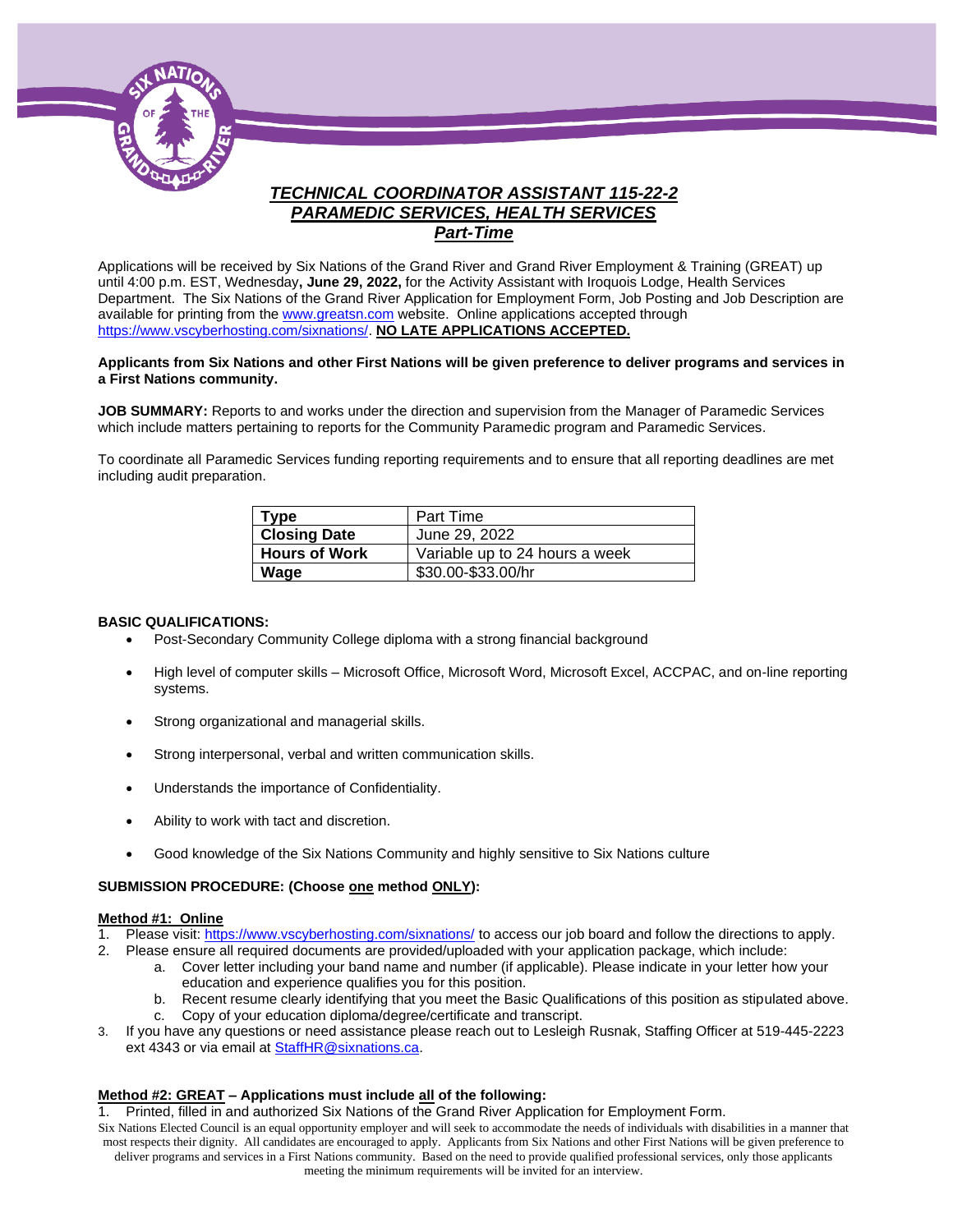# *TECHNICAL COORDINATOR ASSISTANT 115-22-2*
## *PARAMEDIC SERVICES, HEALTH SERVICES*
### *Part-Time*

Applications will be received by Six Nations of the Grand River and Grand River Employment & Training (GREAT) up until 4:00 p.m. EST, Wednesday**, June 29, 2022,** for the Activity Assistant with Iroquois Lodge, Health Services Department. The Six Nations of the Grand River Application for Employment Form, Job Posting and Job Description are available for printing from the www.greatsn.com website. Online applications accepted through https://www.vscyberhosting.com/sixnations/. **NO LATE APPLICATIONS ACCEPTED.**

**Applicants from Six Nations and other First Nations will be given preference to deliver programs and services in a First Nations community.**

**JOB SUMMARY:** Reports to and works under the direction and supervision from the Manager of Paramedic Services which include matters pertaining to reports for the Community Paramedic program and Paramedic Services.

To coordinate all Paramedic Services funding reporting requirements and to ensure that all reporting deadlines are met including audit preparation.

| **Type** | Part Time |
|---|---|
| **Closing Date** | June 29, 2022 |
| **Hours of Work** | Variable up to 24 hours a week |
| **Wage** | $30.00-$33.00/hr |

**BASIC QUALIFICATIONS:**

- Post-Secondary Community College diploma with a strong financial background
- High level of computer skills – Microsoft Office, Microsoft Word, Microsoft Excel, ACCPAC, and on-line reporting systems.
- Strong organizational and managerial skills.
- Strong interpersonal, verbal and written communication skills.
- Understands the importance of Confidentiality.
- Ability to work with tact and discretion.
- Good knowledge of the Six Nations Community and highly sensitive to Six Nations culture

**SUBMISSION PROCEDURE: (Choose one method ONLY):**

**Method #1: Online**

1. Please visit: https://www.vscyberhosting.com/sixnations/ to access our job board and follow the directions to apply.
2. Please ensure all required documents are provided/uploaded with your application package, which include:
   a. Cover letter including your band name and number (if applicable). Please indicate in your letter how your education and experience qualifies you for this position.
   b. Recent resume clearly identifying that you meet the Basic Qualifications of this position as stipulated above.
   c. Copy of your education diploma/degree/certificate and transcript.
3. If you have any questions or need assistance please reach out to Lesleigh Rusnak, Staffing Officer at 519-445-2223 ext 4343 or via email at StaffHR@sixnations.ca.

**Method #2: GREAT – Applications must include all of the following:**

1. Printed, filled in and authorized Six Nations of the Grand River Application for Employment Form.

Six Nations Elected Council is an equal opportunity employer and will seek to accommodate the needs of individuals with disabilities in a manner that most respects their dignity. All candidates are encouraged to apply. Applicants from Six Nations and other First Nations will be given preference to deliver programs and services in a First Nations community. Based on the need to provide qualified professional services, only those applicants meeting the minimum requirements will be invited for an interview.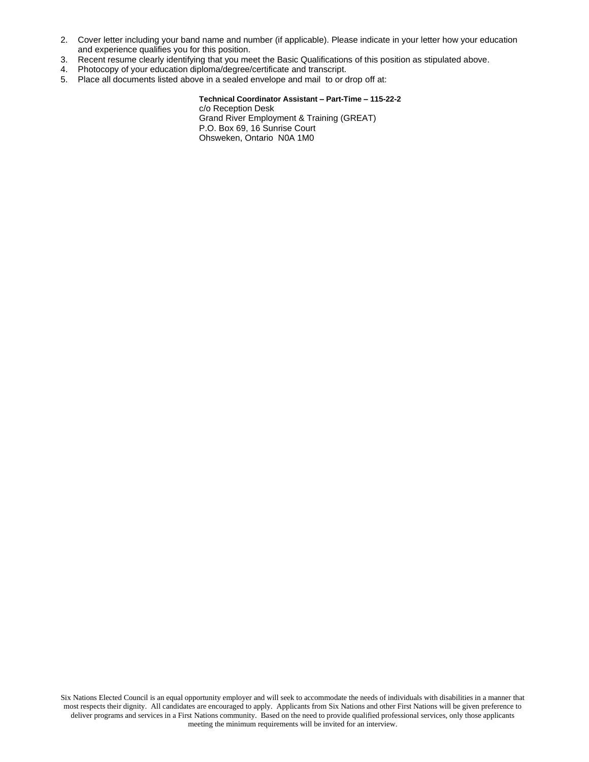2. Cover letter including your band name and number (if applicable). Please indicate in your letter how your education and experience qualifies you for this position.
3. Recent resume clearly identifying that you meet the Basic Qualifications of this position as stipulated above.
4. Photocopy of your education diploma/degree/certificate and transcript.
5. Place all documents listed above in a sealed envelope and mail to or drop off at:

**Technical Coordinator Assistant – Part-Time – 115-22-2**
c/o Reception Desk
Grand River Employment & Training (GREAT)
P.O. Box 69, 16 Sunrise Court
Ohsweken, Ontario N0A 1M0

Six Nations Elected Council is an equal opportunity employer and will seek to accommodate the needs of individuals with disabilities in a manner that most respects their dignity. All candidates are encouraged to apply. Applicants from Six Nations and other First Nations will be given preference to deliver programs and services in a First Nations community. Based on the need to provide qualified professional services, only those applicants meeting the minimum requirements will be invited for an interview.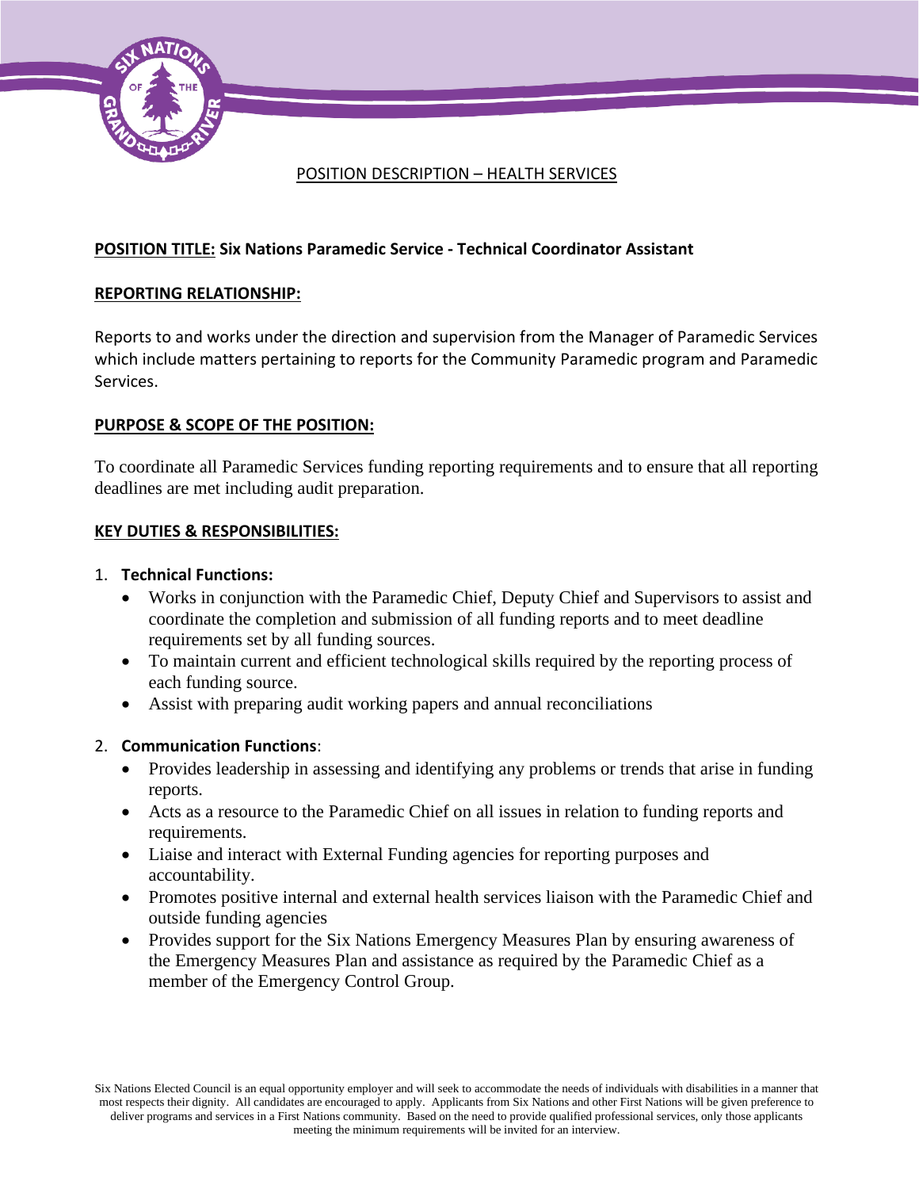POSITION DESCRIPTION – HEALTH SERVICES

**POSITION TITLE: Six Nations Paramedic Service - Technical Coordinator Assistant**

**REPORTING RELATIONSHIP:**

Reports to and works under the direction and supervision from the Manager of Paramedic Services which include matters pertaining to reports for the Community Paramedic program and Paramedic Services.

**PURPOSE & SCOPE OF THE POSITION:**

To coordinate all Paramedic Services funding reporting requirements and to ensure that all reporting deadlines are met including audit preparation.

**KEY DUTIES & RESPONSIBILITIES:**

1. **Technical Functions:**
   - Works in conjunction with the Paramedic Chief, Deputy Chief and Supervisors to assist and coordinate the completion and submission of all funding reports and to meet deadline requirements set by all funding sources.
   - To maintain current and efficient technological skills required by the reporting process of each funding source.
   - Assist with preparing audit working papers and annual reconciliations

2. **Communication Functions**:
   - Provides leadership in assessing and identifying any problems or trends that arise in funding reports.
   - Acts as a resource to the Paramedic Chief on all issues in relation to funding reports and requirements.
   - Liaise and interact with External Funding agencies for reporting purposes and accountability.
   - Promotes positive internal and external health services liaison with the Paramedic Chief and outside funding agencies
   - Provides support for the Six Nations Emergency Measures Plan by ensuring awareness of the Emergency Measures Plan and assistance as required by the Paramedic Chief as a member of the Emergency Control Group.

Six Nations Elected Council is an equal opportunity employer and will seek to accommodate the needs of individuals with disabilities in a manner that most respects their dignity. All candidates are encouraged to apply. Applicants from Six Nations and other First Nations will be given preference to deliver programs and services in a First Nations community. Based on the need to provide qualified professional services, only those applicants meeting the minimum requirements will be invited for an interview.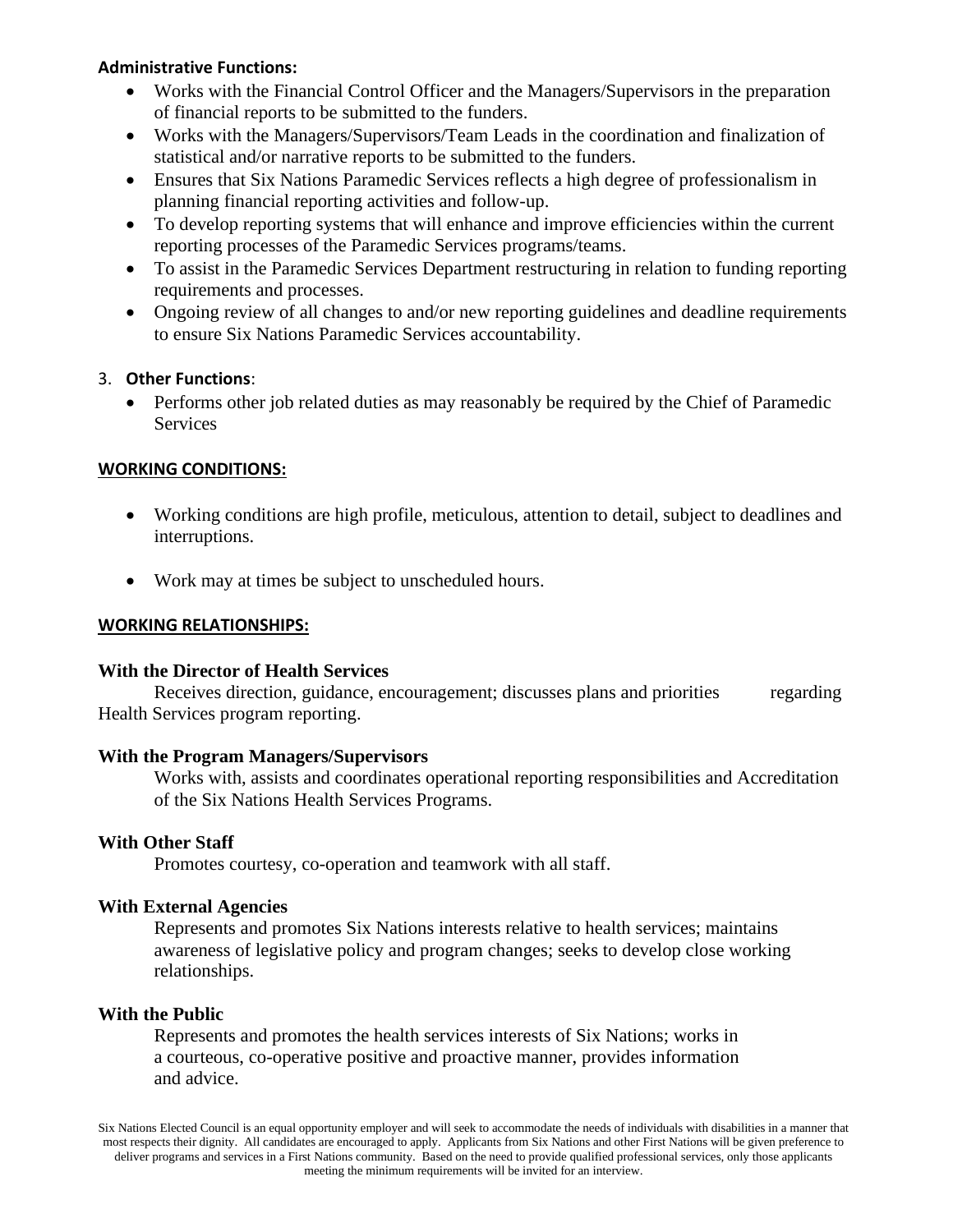**Administrative Functions:**

- Works with the Financial Control Officer and the Managers/Supervisors in the preparation of financial reports to be submitted to the funders.
- Works with the Managers/Supervisors/Team Leads in the coordination and finalization of statistical and/or narrative reports to be submitted to the funders.
- Ensures that Six Nations Paramedic Services reflects a high degree of professionalism in planning financial reporting activities and follow-up.
- To develop reporting systems that will enhance and improve efficiencies within the current reporting processes of the Paramedic Services programs/teams.
- To assist in the Paramedic Services Department restructuring in relation to funding reporting requirements and processes.
- Ongoing review of all changes to and/or new reporting guidelines and deadline requirements to ensure Six Nations Paramedic Services accountability.

3. **Other Functions**:
   - Performs other job related duties as may reasonably be required by the Chief of Paramedic Services

## WORKING CONDITIONS:

- Working conditions are high profile, meticulous, attention to detail, subject to deadlines and interruptions.
- Work may at times be subject to unscheduled hours.

## WORKING RELATIONSHIPS:

**With the Director of Health Services**

Receives direction, guidance, encouragement; discusses plans and priorities regarding Health Services program reporting.

**With the Program Managers/Supervisors**

Works with, assists and coordinates operational reporting responsibilities and Accreditation of the Six Nations Health Services Programs.

**With Other Staff**

Promotes courtesy, co-operation and teamwork with all staff.

**With External Agencies**

Represents and promotes Six Nations interests relative to health services; maintains awareness of legislative policy and program changes; seeks to develop close working relationships.

**With the Public**

Represents and promotes the health services interests of Six Nations; works in a courteous, co-operative positive and proactive manner, provides information and advice.

Six Nations Elected Council is an equal opportunity employer and will seek to accommodate the needs of individuals with disabilities in a manner that most respects their dignity. All candidates are encouraged to apply. Applicants from Six Nations and other First Nations will be given preference to deliver programs and services in a First Nations community. Based on the need to provide qualified professional services, only those applicants meeting the minimum requirements will be invited for an interview.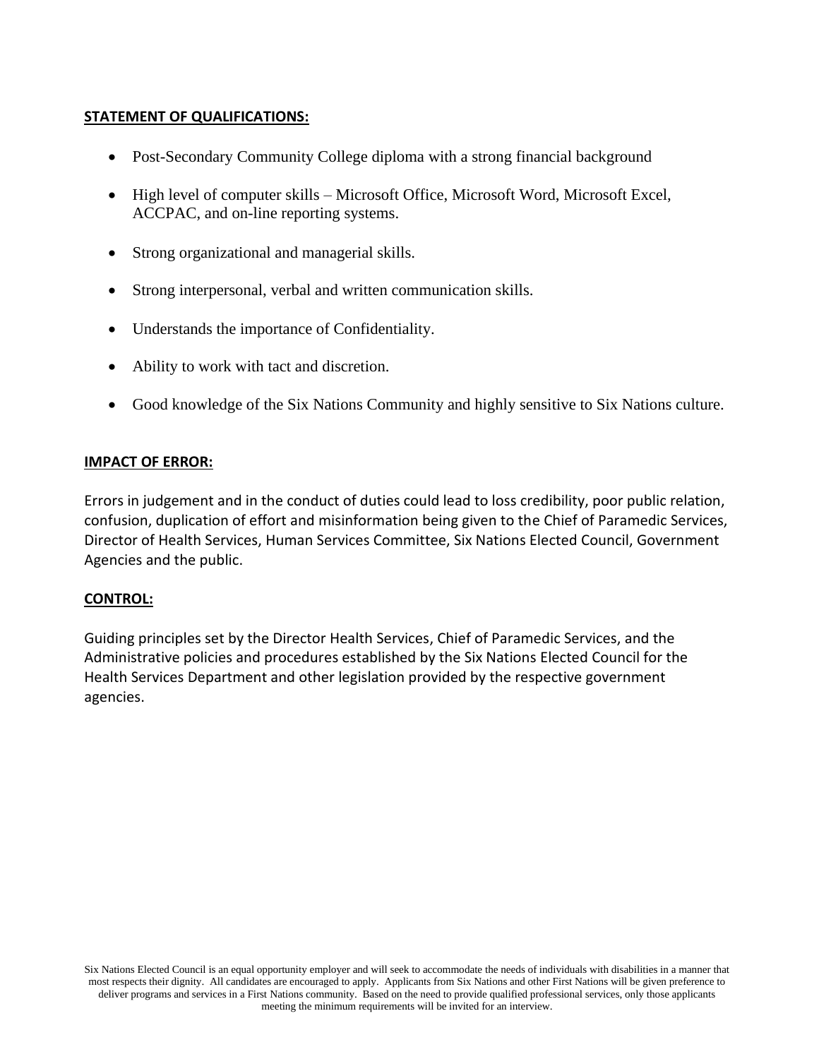**STATEMENT OF QUALIFICATIONS:**

- Post-Secondary Community College diploma with a strong financial background
- High level of computer skills – Microsoft Office, Microsoft Word, Microsoft Excel, ACCPAC, and on-line reporting systems.
- Strong organizational and managerial skills.
- Strong interpersonal, verbal and written communication skills.
- Understands the importance of Confidentiality.
- Ability to work with tact and discretion.
- Good knowledge of the Six Nations Community and highly sensitive to Six Nations culture.

**IMPACT OF ERROR:**

Errors in judgement and in the conduct of duties could lead to loss credibility, poor public relation, confusion, duplication of effort and misinformation being given to the Chief of Paramedic Services, Director of Health Services, Human Services Committee, Six Nations Elected Council, Government Agencies and the public.

**CONTROL:**

Guiding principles set by the Director Health Services, Chief of Paramedic Services, and the Administrative policies and procedures established by the Six Nations Elected Council for the Health Services Department and other legislation provided by the respective government agencies.

Six Nations Elected Council is an equal opportunity employer and will seek to accommodate the needs of individuals with disabilities in a manner that most respects their dignity. All candidates are encouraged to apply. Applicants from Six Nations and other First Nations will be given preference to deliver programs and services in a First Nations community. Based on the need to provide qualified professional services, only those applicants meeting the minimum requirements will be invited for an interview.